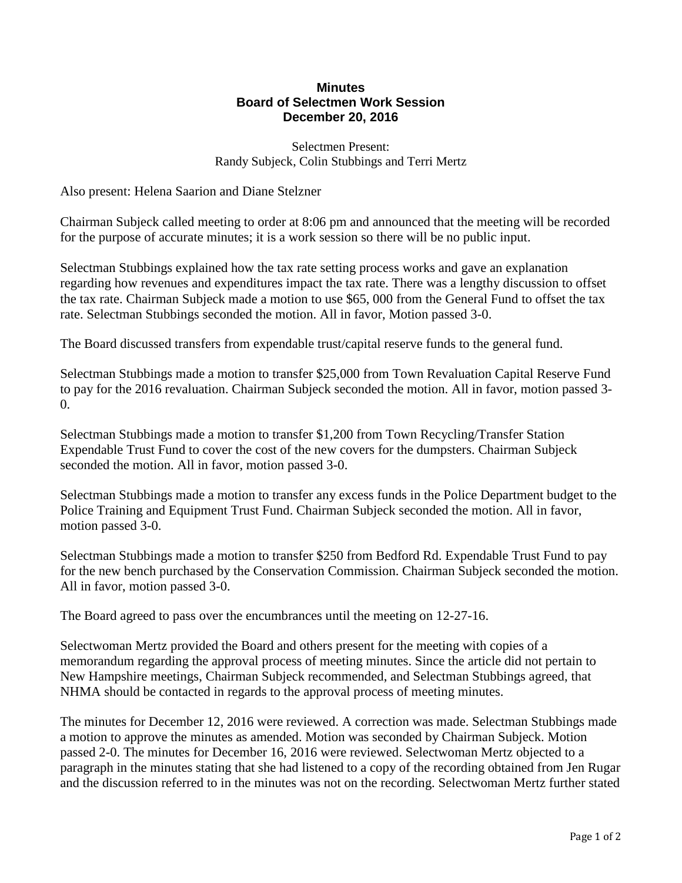**Minutes**
**Board of Selectmen Work Session**
**December 20, 2016**

Selectmen Present:
Randy Subjeck, Colin Stubbings and Terri Mertz

Also present: Helena Saarion and Diane Stelzner

Chairman Subjeck called meeting to order at 8:06 pm and announced that the meeting will be recorded for the purpose of accurate minutes; it is a work session so there will be no public input.

Selectman Stubbings explained how the tax rate setting process works and gave an explanation regarding how revenues and expenditures impact the tax rate. There was a lengthy discussion to offset the tax rate. Chairman Subjeck made a motion to use $65, 000 from the General Fund to offset the tax rate. Selectman Stubbings seconded the motion. All in favor, Motion passed 3-0.

The Board discussed transfers from expendable trust/capital reserve funds to the general fund.

Selectman Stubbings made a motion to transfer $25,000 from Town Revaluation Capital Reserve Fund to pay for the 2016 revaluation. Chairman Subjeck seconded the motion. All in favor, motion passed 3-0.

Selectman Stubbings made a motion to transfer $1,200 from Town Recycling/Transfer Station Expendable Trust Fund to cover the cost of the new covers for the dumpsters. Chairman Subjeck seconded the motion. All in favor, motion passed 3-0.

Selectman Stubbings made a motion to transfer any excess funds in the Police Department budget to the Police Training and Equipment Trust Fund. Chairman Subjeck seconded the motion. All in favor, motion passed 3-0.

Selectman Stubbings made a motion to transfer $250 from Bedford Rd. Expendable Trust Fund to pay for the new bench purchased by the Conservation Commission. Chairman Subjeck seconded the motion. All in favor, motion passed 3-0.

The Board agreed to pass over the encumbrances until the meeting on 12-27-16.

Selectwoman Mertz provided the Board and others present for the meeting with copies of a memorandum regarding the approval process of meeting minutes. Since the article did not pertain to New Hampshire meetings, Chairman Subjeck recommended, and Selectman Stubbings agreed, that NHMA should be contacted in regards to the approval process of meeting minutes.

The minutes for December 12, 2016 were reviewed. A correction was made. Selectman Stubbings made a motion to approve the minutes as amended. Motion was seconded by Chairman Subjeck. Motion passed 2-0. The minutes for December 16, 2016 were reviewed. Selectwoman Mertz objected to a paragraph in the minutes stating that she had listened to a copy of the recording obtained from Jen Rugar and the discussion referred to in the minutes was not on the recording. Selectwoman Mertz further stated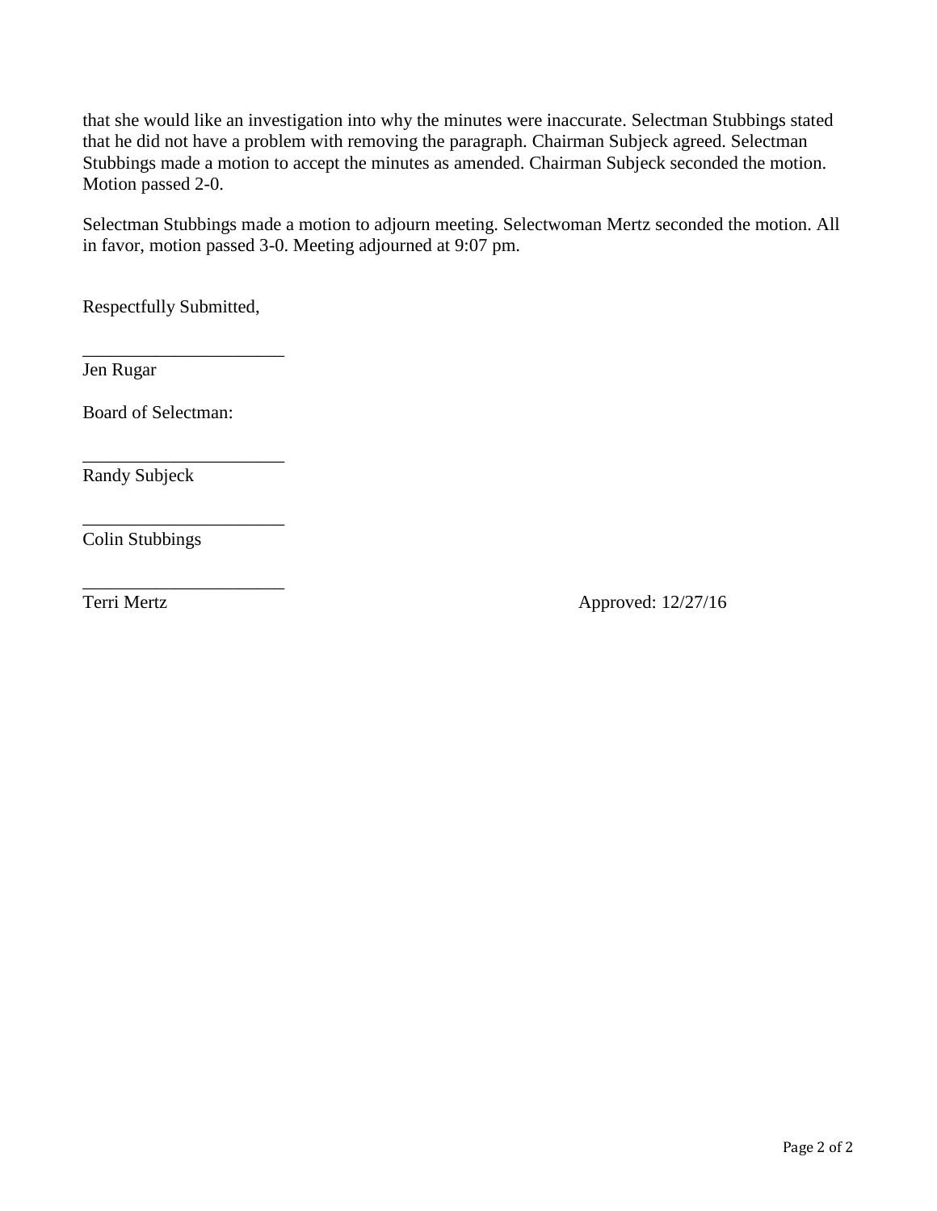that she would like an investigation into why the minutes were inaccurate. Selectman Stubbings stated that he did not have a problem with removing the paragraph. Chairman Subjeck agreed. Selectman Stubbings made a motion to accept the minutes as amended. Chairman Subjeck seconded the motion. Motion passed 2-0.

Selectman Stubbings made a motion to adjourn meeting. Selectwoman Mertz seconded the motion. All in favor, motion passed 3-0. Meeting adjourned at 9:07 pm.

Respectfully Submitted,

______________________
Jen Rugar

Board of Selectman:

______________________
Randy Subjeck

______________________
Colin Stubbings

______________________
Terri Mertz

Approved: 12/27/16